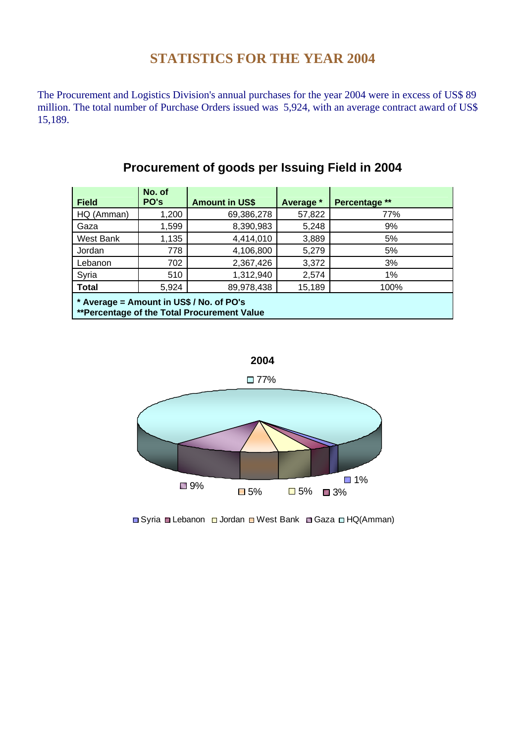# STATISTICS FOR THE YEAR 2004

The Procurement and Logistics Division's annual purchases for the year 2004 were in excess of US$ 89 million. The total number of Purchase Orders issued was 5,924, with an average contract award of US$ 15,189.

## Procurement of goods per Issuing Field in 2004

| Field | No. of PO's | Amount in US$ | Average * | Percentage ** |
|---|---|---|---|---|
| HQ (Amman) | 1,200 | 69,386,278 | 57,822 | 77% |
| Gaza | 1,599 | 8,390,983 | 5,248 | 9% |
| West Bank | 1,135 | 4,414,010 | 3,889 | 5% |
| Jordan | 778 | 4,106,800 | 5,279 | 5% |
| Lebanon | 702 | 2,367,426 | 3,372 | 3% |
| Syria | 510 | 1,312,940 | 2,574 | 1% |
| **Total** | 5,924 | 89,978,438 | 15,189 | 100% |

**\* Average = Amount in US$ / No. of PO's**
**\*\*Percentage of the Total Procurement Value**

**2004**

77%
9%
5%
5%
3%
1%

Syria Lebanon Jordan West Bank Gaza HQ(Amman)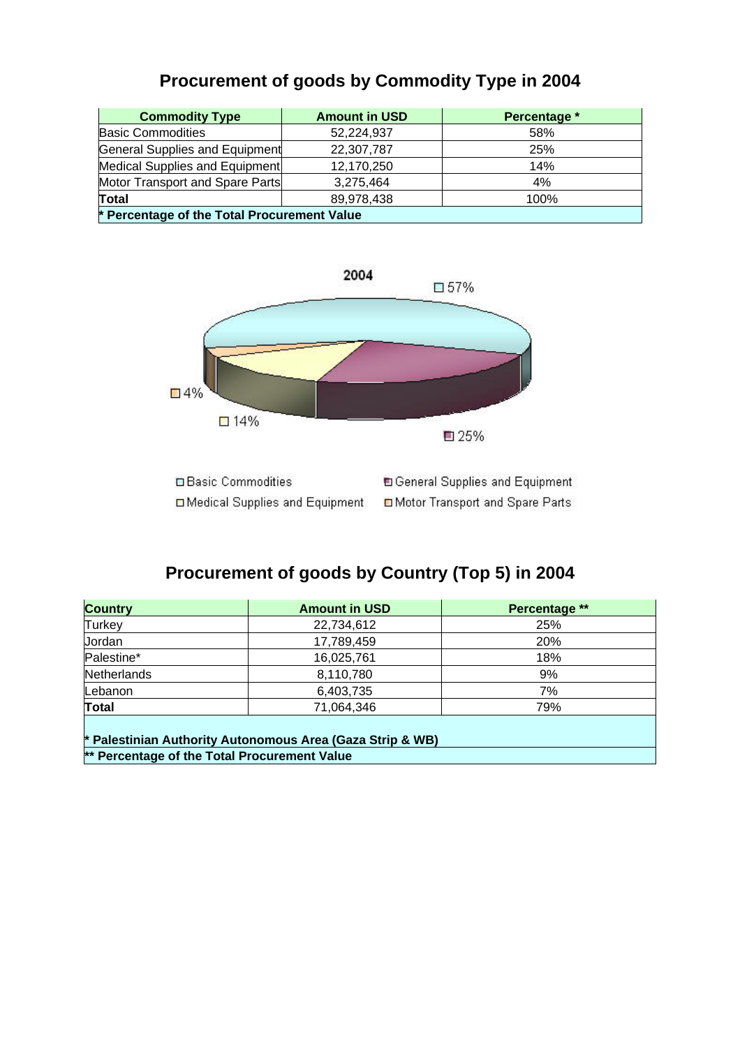## Procurement of goods by Commodity Type in 2004

| Commodity Type | Amount in USD | Percentage * |
|---|---|---|
| Basic Commodities | 52,224,937 | 58% |
| General Supplies and Equipment | 22,307,787 | 25% |
| Medical Supplies and Equipment | 12,170,250 | 14% |
| Motor Transport and Spare Parts | 3,275,464 | 4% |
| **Total** | 89,978,438 | 100% |

**\* Percentage of the Total Procurement Value**

2004

57%

25%

14%

4%

Basic Commodities

General Supplies and Equipment

Medical Supplies and Equipment

Motor Transport and Spare Parts

## Procurement of goods by Country (Top 5) in 2004

| Country | Amount in USD | Percentage ** |
|---|---|---|
| Turkey | 22,734,612 | 25% |
| Jordan | 17,789,459 | 20% |
| Palestine* | 16,025,761 | 18% |
| Netherlands | 8,110,780 | 9% |
| Lebanon | 6,403,735 | 7% |
| **Total** | 71,064,346 | 79% |

**\* Palestinian Authority Autonomous Area (Gaza Strip & WB)**

**\*\* Percentage of the Total Procurement Value**